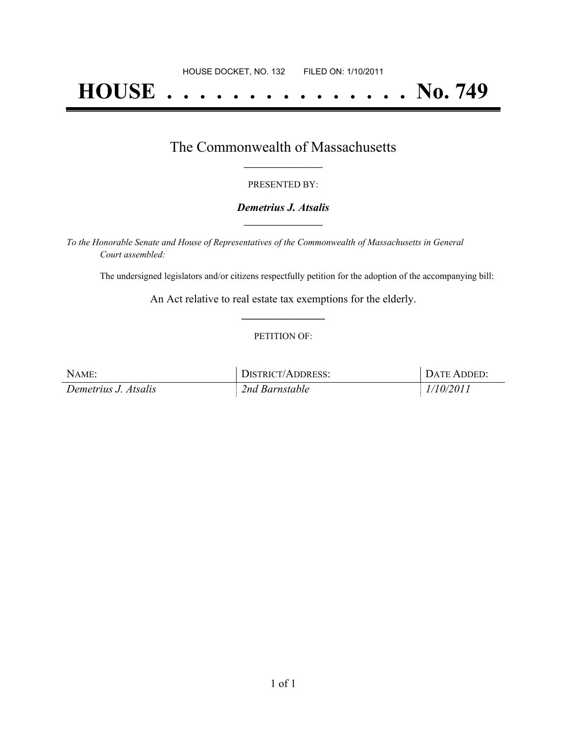HOUSE DOCKET, NO. 132        FILED ON: 1/10/2011

# HOUSE . . . . . . . . . . . . . . . No. 749

## The Commonwealth of Massachusetts

PRESENTED BY:

***Demetrius J. Atsalis***

*To the Honorable Senate and House of Representatives of the Commonwealth of Massachusetts in General Court assembled:*

The undersigned legislators and/or citizens respectfully petition for the adoption of the accompanying bill:

An Act relative to real estate tax exemptions for the elderly.

PETITION OF:

| NAME: | DISTRICT/ADDRESS: | DATE ADDED: |
|---|---|---|
| *Demetrius J. Atsalis* | *2nd Barnstable* | *1/10/2011* |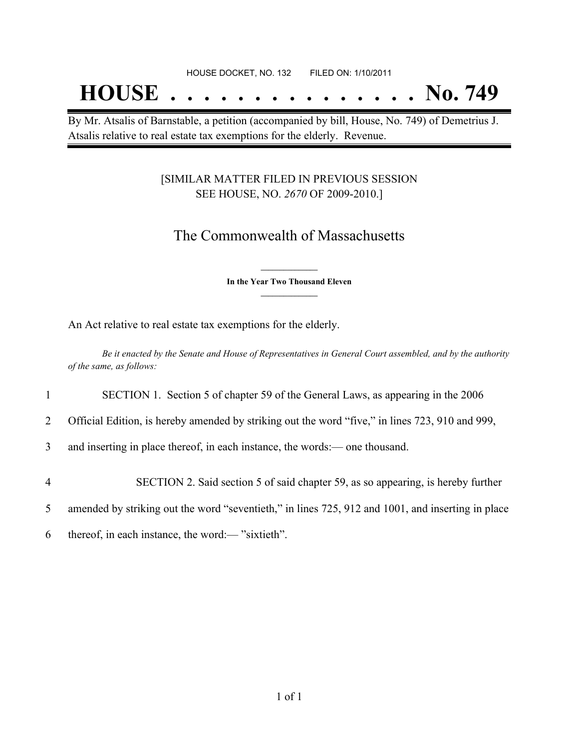HOUSE DOCKET, NO. 132 FILED ON: 1/10/2011

# HOUSE . . . . . . . . . . . . . . . No. 749

By Mr. Atsalis of Barnstable, a petition (accompanied by bill, House, No. 749) of Demetrius J. Atsalis relative to real estate tax exemptions for the elderly. Revenue.

[SIMILAR MATTER FILED IN PREVIOUS SESSION SEE HOUSE, NO. *2670* OF 2009-2010.]

## The Commonwealth of Massachusetts

**In the Year Two Thousand Eleven**

An Act relative to real estate tax exemptions for the elderly.

*Be it enacted by the Senate and House of Representatives in General Court assembled, and by the authority of the same, as follows:*

1 SECTION 1. Section 5 of chapter 59 of the General Laws, as appearing in the 2006
2 Official Edition, is hereby amended by striking out the word "five," in lines 723, 910 and 999,
3 and inserting in place thereof, in each instance, the words:— one thousand.

4 SECTION 2. Said section 5 of said chapter 59, as so appearing, is hereby further
5 amended by striking out the word "seventieth," in lines 725, 912 and 1001, and inserting in place
6 thereof, in each instance, the word:— "sixtieth".